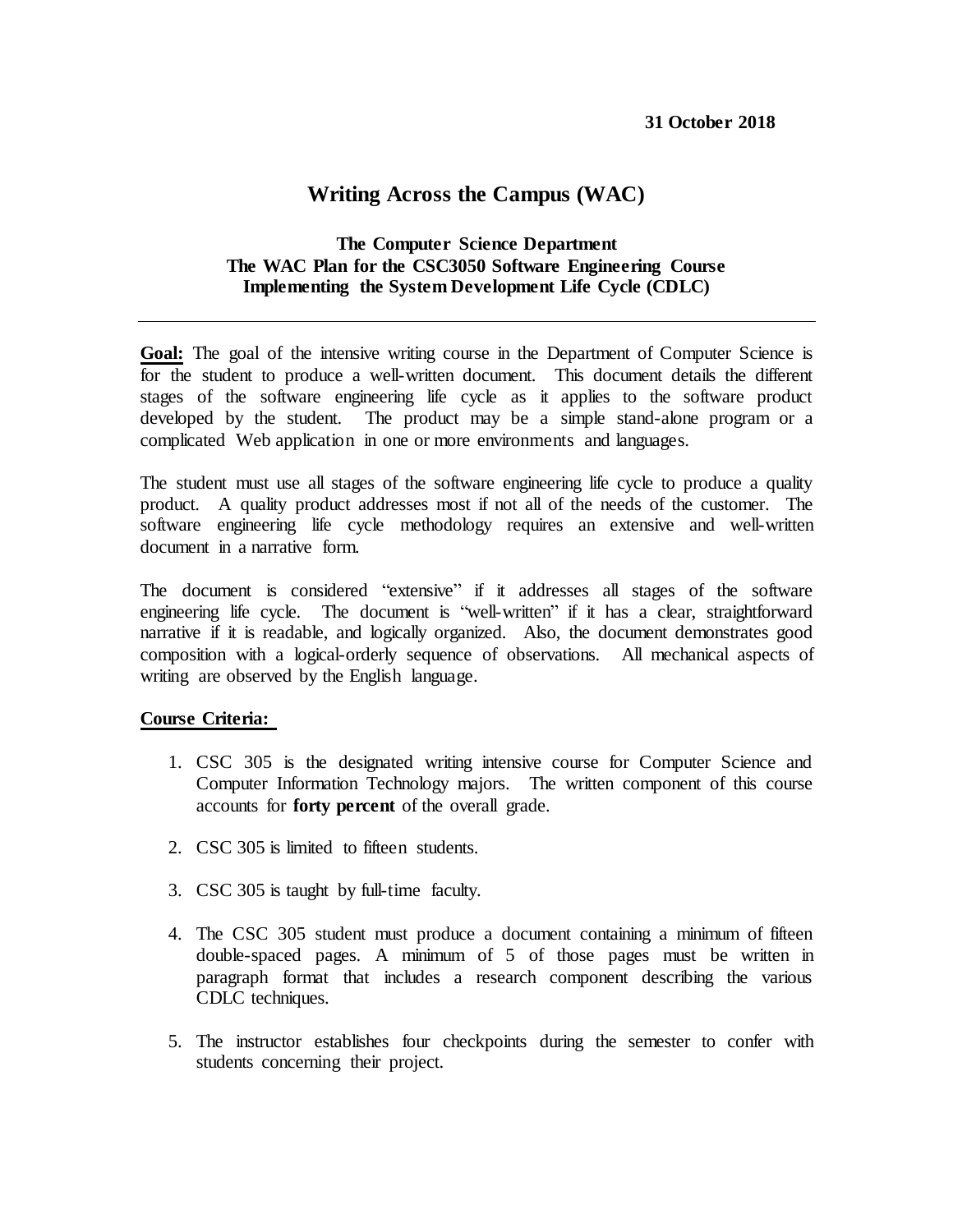**31 October 2018**

# Writing Across the Campus (WAC)

### The Computer Science Department
### The WAC Plan for the CSC3050 Software Engineering Course
### Implementing the System Development Life Cycle (CDLC)

---

**Goal:** The goal of the intensive writing course in the Department of Computer Science is for the student to produce a well-written document. This document details the different stages of the software engineering life cycle as it applies to the software product developed by the student. The product may be a simple stand-alone program or a complicated Web application in one or more environments and languages.

The student must use all stages of the software engineering life cycle to produce a quality product. A quality product addresses most if not all of the needs of the customer. The software engineering life cycle methodology requires an extensive and well-written document in a narrative form.

The document is considered "extensive" if it addresses all stages of the software engineering life cycle. The document is "well-written" if it has a clear, straightforward narrative if it is readable, and logically organized. Also, the document demonstrates good composition with a logical-orderly sequence of observations. All mechanical aspects of writing are observed by the English language.

**Course Criteria:**

1. CSC 305 is the designated writing intensive course for Computer Science and Computer Information Technology majors. The written component of this course accounts for **forty percent** of the overall grade.

2. CSC 305 is limited to fifteen students.

3. CSC 305 is taught by full-time faculty.

4. The CSC 305 student must produce a document containing a minimum of fifteen double-spaced pages. A minimum of 5 of those pages must be written in paragraph format that includes a research component describing the various CDLC techniques.

5. The instructor establishes four checkpoints during the semester to confer with students concerning their project.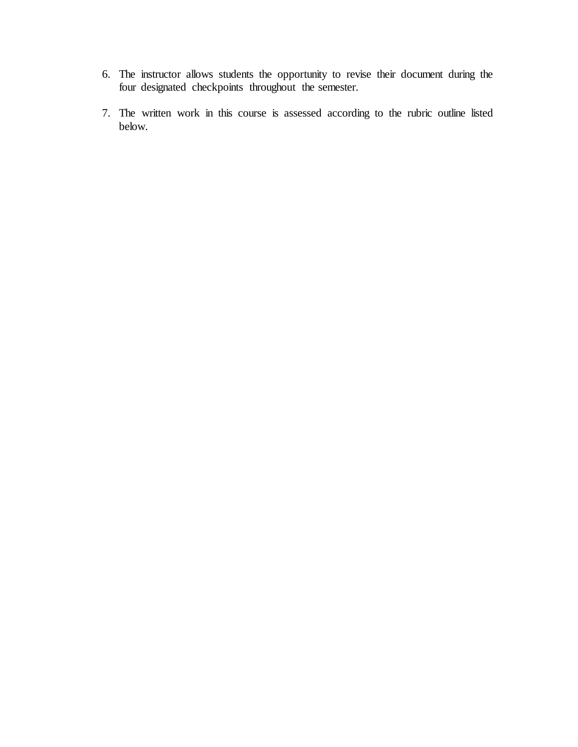6. The instructor allows students the opportunity to revise their document during the four designated checkpoints throughout the semester.

7. The written work in this course is assessed according to the rubric outline listed below.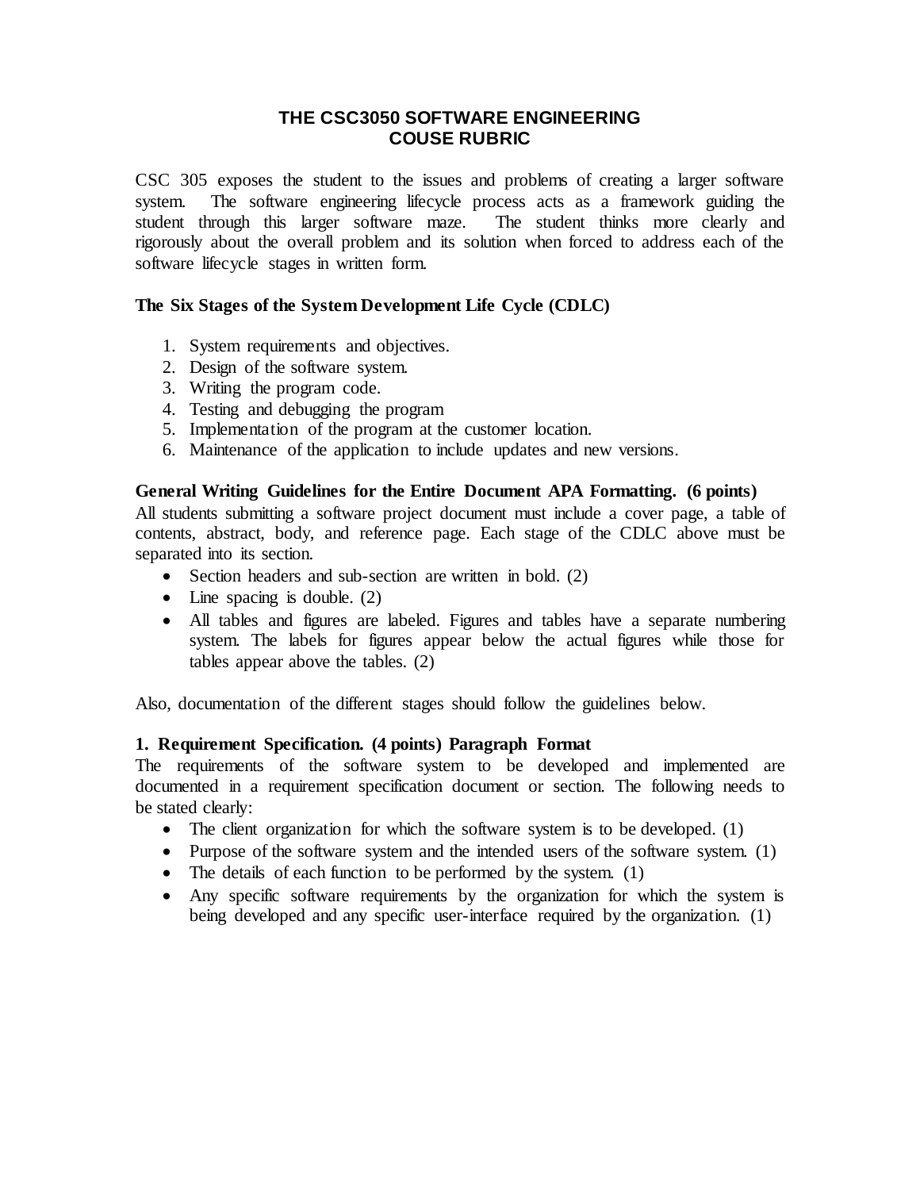# THE CSC3050 SOFTWARE ENGINEERING COUSE RUBRIC

CSC 305 exposes the student to the issues and problems of creating a larger software system. The software engineering lifecycle process acts as a framework guiding the student through this larger software maze. The student thinks more clearly and rigorously about the overall problem and its solution when forced to address each of the software lifecycle stages in written form.

**The Six Stages of the System Development Life Cycle (CDLC)**

1. System requirements and objectives.
2. Design of the software system.
3. Writing the program code.
4. Testing and debugging the program
5. Implementation of the program at the customer location.
6. Maintenance of the application to include updates and new versions.

**General Writing Guidelines for the Entire Document APA Formatting. (6 points)**

All students submitting a software project document must include a cover page, a table of contents, abstract, body, and reference page. Each stage of the CDLC above must be separated into its section.

- Section headers and sub-section are written in bold. (2)
- Line spacing is double. (2)
- All tables and figures are labeled. Figures and tables have a separate numbering system. The labels for figures appear below the actual figures while those for tables appear above the tables. (2)

Also, documentation of the different stages should follow the guidelines below.

**1. Requirement Specification. (4 points) Paragraph Format**

The requirements of the software system to be developed and implemented are documented in a requirement specification document or section. The following needs to be stated clearly:

- The client organization for which the software system is to be developed. (1)
- Purpose of the software system and the intended users of the software system. (1)
- The details of each function to be performed by the system. (1)
- Any specific software requirements by the organization for which the system is being developed and any specific user-interface required by the organization. (1)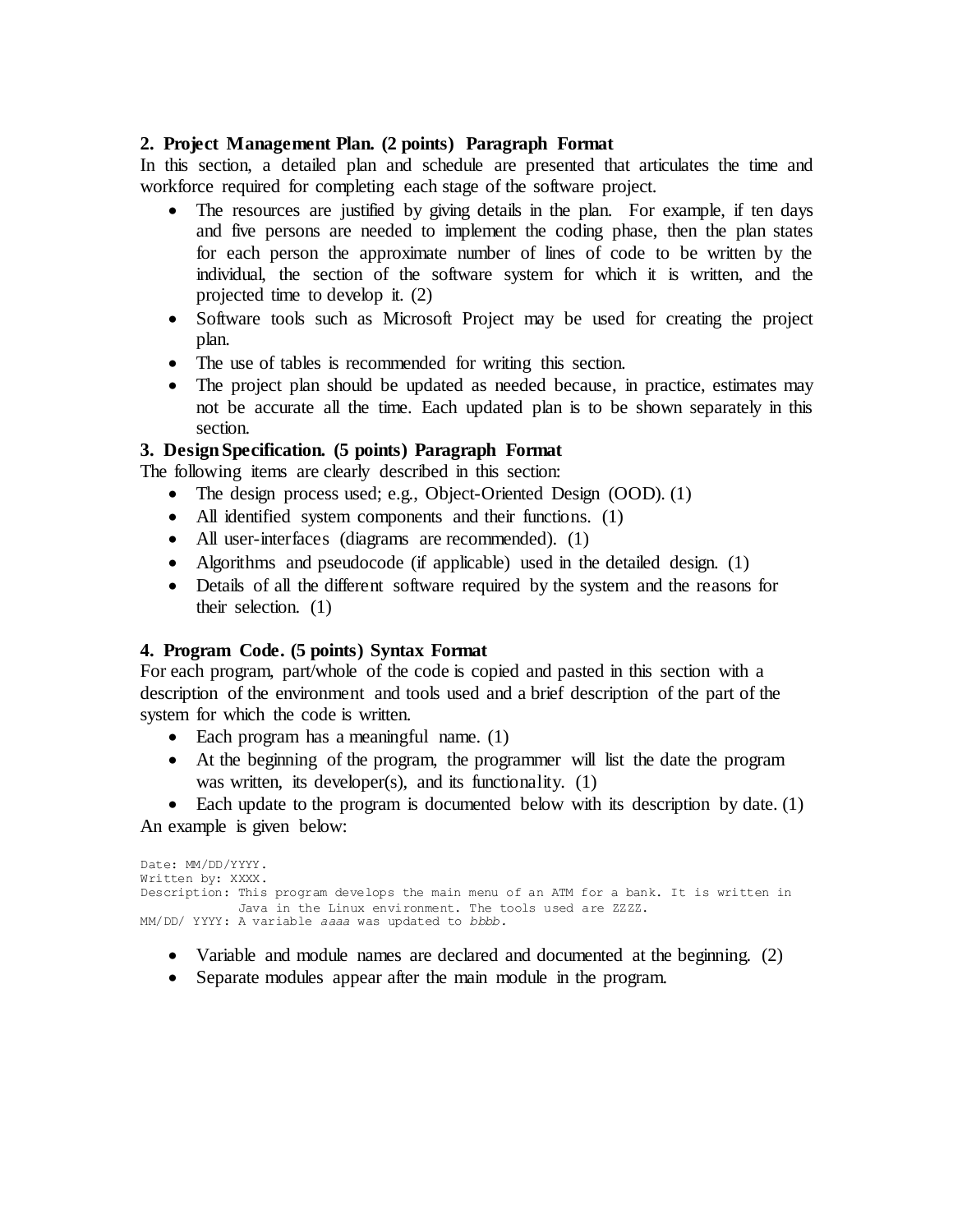### 2. Project Management Plan. (2 points) Paragraph Format

In this section, a detailed plan and schedule are presented that articulates the time and workforce required for completing each stage of the software project.

- The resources are justified by giving details in the plan. For example, if ten days and five persons are needed to implement the coding phase, then the plan states for each person the approximate number of lines of code to be written by the individual, the section of the software system for which it is written, and the projected time to develop it. (2)
- Software tools such as Microsoft Project may be used for creating the project plan.
- The use of tables is recommended for writing this section.
- The project plan should be updated as needed because, in practice, estimates may not be accurate all the time. Each updated plan is to be shown separately in this section.

### 3. Design Specification. (5 points) Paragraph Format

The following items are clearly described in this section:

- The design process used; e.g., Object-Oriented Design (OOD). (1)
- All identified system components and their functions. (1)
- All user-interfaces (diagrams are recommended). (1)
- Algorithms and pseudocode (if applicable) used in the detailed design. (1)
- Details of all the different software required by the system and the reasons for their selection. (1)

### 4. Program Code. (5 points) Syntax Format

For each program, part/whole of the code is copied and pasted in this section with a description of the environment and tools used and a brief description of the part of the system for which the code is written.

- Each program has a meaningful name. (1)
- At the beginning of the program, the programmer will list the date the program was written, its developer(s), and its functionality. (1)
- Each update to the program is documented below with its description by date. (1)

An example is given below:

```
Date: MM/DD/YYYY.
Written by: XXXX.
Description: This program develops the main menu of an ATM for a bank. It is written in
             Java in the Linux environment. The tools used are ZZZZ.
MM/DD/ YYYY: A variable aaaa was updated to bbbb.
```

- Variable and module names are declared and documented at the beginning. (2)
- Separate modules appear after the main module in the program.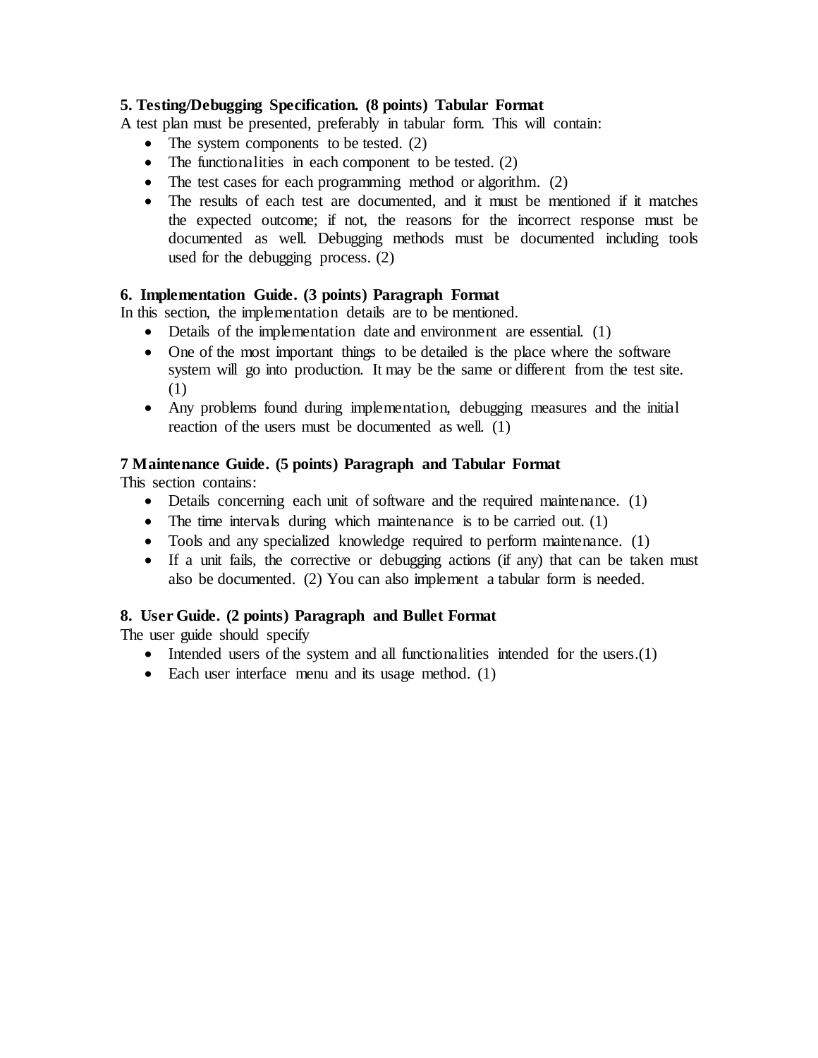### 5. Testing/Debugging Specification. (8 points) Tabular Format

A test plan must be presented, preferably in tabular form. This will contain:

- The system components to be tested. (2)
- The functionalities in each component to be tested. (2)
- The test cases for each programming method or algorithm. (2)
- The results of each test are documented, and it must be mentioned if it matches the expected outcome; if not, the reasons for the incorrect response must be documented as well. Debugging methods must be documented including tools used for the debugging process. (2)

### 6. Implementation Guide. (3 points) Paragraph Format

In this section, the implementation details are to be mentioned.

- Details of the implementation date and environment are essential. (1)
- One of the most important things to be detailed is the place where the software system will go into production. It may be the same or different from the test site. (1)
- Any problems found during implementation, debugging measures and the initial reaction of the users must be documented as well. (1)

### 7 Maintenance Guide. (5 points) Paragraph and Tabular Format

This section contains:

- Details concerning each unit of software and the required maintenance. (1)
- The time intervals during which maintenance is to be carried out. (1)
- Tools and any specialized knowledge required to perform maintenance. (1)
- If a unit fails, the corrective or debugging actions (if any) that can be taken must also be documented. (2) You can also implement a tabular form is needed.

### 8. User Guide. (2 points) Paragraph and Bullet Format

The user guide should specify

- Intended users of the system and all functionalities intended for the users.(1)
- Each user interface menu and its usage method. (1)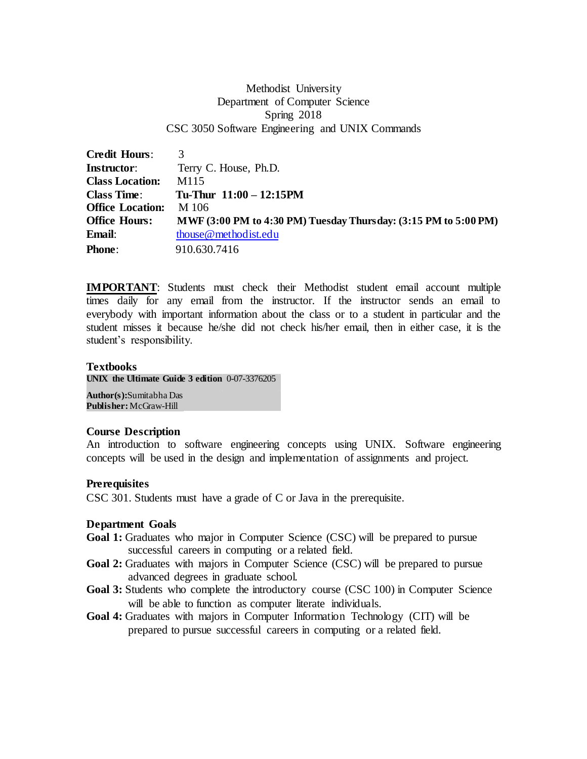Methodist University
Department of Computer Science
Spring 2018
CSC 3050 Software Engineering and UNIX Commands

| | |
|---|---|
| **Credit Hours**: | 3 |
| **Instructor**: | Terry C. House, Ph.D. |
| **Class Location:** | M115 |
| **Class Time**: | **Tu-Thur 11:00 – 12:15PM** |
| **Office Location:** | M 106 |
| **Office Hours:** | **MWF (3:00 PM to 4:30 PM) Tuesday Thursday: (3:15 PM to 5:00 PM)** |
| **Email**: | thouse@methodist.edu |
| **Phone**: | 910.630.7416 |

**IMPORTANT**: Students must check their Methodist student email account multiple times daily for any email from the instructor. If the instructor sends an email to everybody with important information about the class or to a student in particular and the student misses it because he/she did not check his/her email, then in either case, it is the student's responsibility.

### Textbooks

**UNIX the Ultimate Guide 3 edition** 0-07-3376205

**Author(s):** Sumitabha Das
**Publisher:** McGraw-Hill

### Course Description

An introduction to software engineering concepts using UNIX. Software engineering concepts will be used in the design and implementation of assignments and project.

### Prerequisites

CSC 301. Students must have a grade of C or Java in the prerequisite.

### Department Goals

**Goal 1:** Graduates who major in Computer Science (CSC) will be prepared to pursue successful careers in computing or a related field.

**Goal 2:** Graduates with majors in Computer Science (CSC) will be prepared to pursue advanced degrees in graduate school.

**Goal 3:** Students who complete the introductory course (CSC 100) in Computer Science will be able to function as computer literate individuals.

**Goal 4:** Graduates with majors in Computer Information Technology (CIT) will be prepared to pursue successful careers in computing or a related field.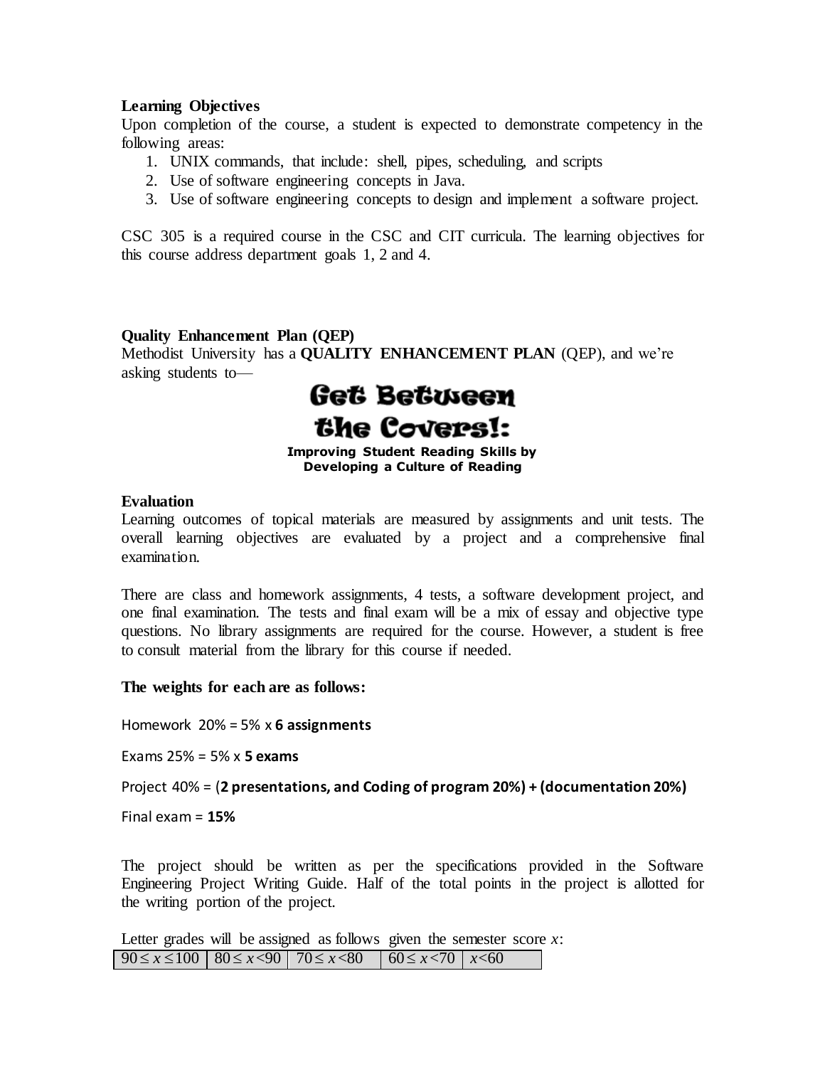**Learning Objectives**

Upon completion of the course, a student is expected to demonstrate competency in the following areas:

1. UNIX commands, that include: shell, pipes, scheduling, and scripts
2. Use of software engineering concepts in Java.
3. Use of software engineering concepts to design and implement a software project.

CSC 305 is a required course in the CSC and CIT curricula. The learning objectives for this course address department goals 1, 2 and 4.

**Quality Enhancement Plan (QEP)**

Methodist University has a **QUALITY ENHANCEMENT PLAN** (QEP), and we're asking students to—

**Get Between the Covers!:**

**Improving Student Reading Skills by Developing a Culture of Reading**

**Evaluation**

Learning outcomes of topical materials are measured by assignments and unit tests. The overall learning objectives are evaluated by a project and a comprehensive final examination.

There are class and homework assignments, 4 tests, a software development project, and one final examination. The tests and final exam will be a mix of essay and objective type questions. No library assignments are required for the course. However, a student is free to consult material from the library for this course if needed.

**The weights for each are as follows:**

Homework 20% = 5% x **6 assignments**

Exams 25% = 5% x **5 exams**

Project 40% = (**2 presentations, and Coding of program 20%) + (documentation 20%)**

Final exam = **15%**

The project should be written as per the specifications provided in the Software Engineering Project Writing Guide. Half of the total points in the project is allotted for the writing portion of the project.

Letter grades will be assigned as follows given the semester score $x$:

| $90 \le x \le 100$ | $80 \le x < 90$ | $70 \le x < 80$ | $60 \le x < 70$ | $x < 60$ |
|---|---|---|---|---|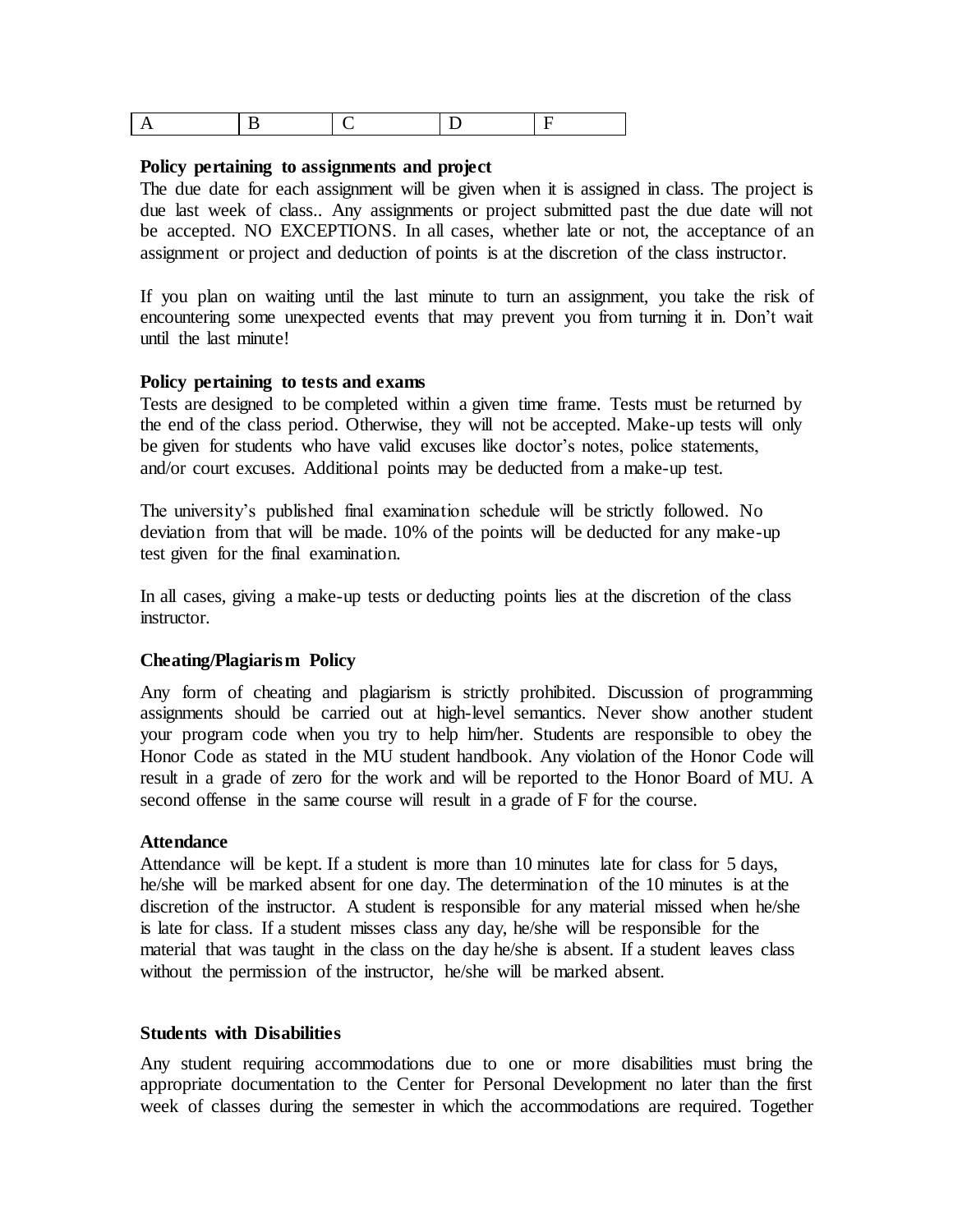| A | B | C | D | F |
|---|---|---|---|---|

**Policy pertaining to assignments and project**

The due date for each assignment will be given when it is assigned in class. The project is due last week of class.. Any assignments or project submitted past the due date will not be accepted. NO EXCEPTIONS. In all cases, whether late or not, the acceptance of an assignment or project and deduction of points is at the discretion of the class instructor.

If you plan on waiting until the last minute to turn an assignment, you take the risk of encountering some unexpected events that may prevent you from turning it in. Don't wait until the last minute!

**Policy pertaining to tests and exams**

Tests are designed to be completed within a given time frame. Tests must be returned by the end of the class period. Otherwise, they will not be accepted. Make-up tests will only be given for students who have valid excuses like doctor's notes, police statements, and/or court excuses. Additional points may be deducted from a make-up test.

The university's published final examination schedule will be strictly followed. No deviation from that will be made. 10% of the points will be deducted for any make-up test given for the final examination.

In all cases, giving a make-up tests or deducting points lies at the discretion of the class instructor.

**Cheating/Plagiarism Policy**

Any form of cheating and plagiarism is strictly prohibited. Discussion of programming assignments should be carried out at high-level semantics. Never show another student your program code when you try to help him/her. Students are responsible to obey the Honor Code as stated in the MU student handbook. Any violation of the Honor Code will result in a grade of zero for the work and will be reported to the Honor Board of MU. A second offense in the same course will result in a grade of F for the course.

**Attendance**

Attendance will be kept. If a student is more than 10 minutes late for class for 5 days, he/she will be marked absent for one day. The determination of the 10 minutes is at the discretion of the instructor. A student is responsible for any material missed when he/she is late for class. If a student misses class any day, he/she will be responsible for the material that was taught in the class on the day he/she is absent. If a student leaves class without the permission of the instructor, he/she will be marked absent.

**Students with Disabilities**

Any student requiring accommodations due to one or more disabilities must bring the appropriate documentation to the Center for Personal Development no later than the first week of classes during the semester in which the accommodations are required. Together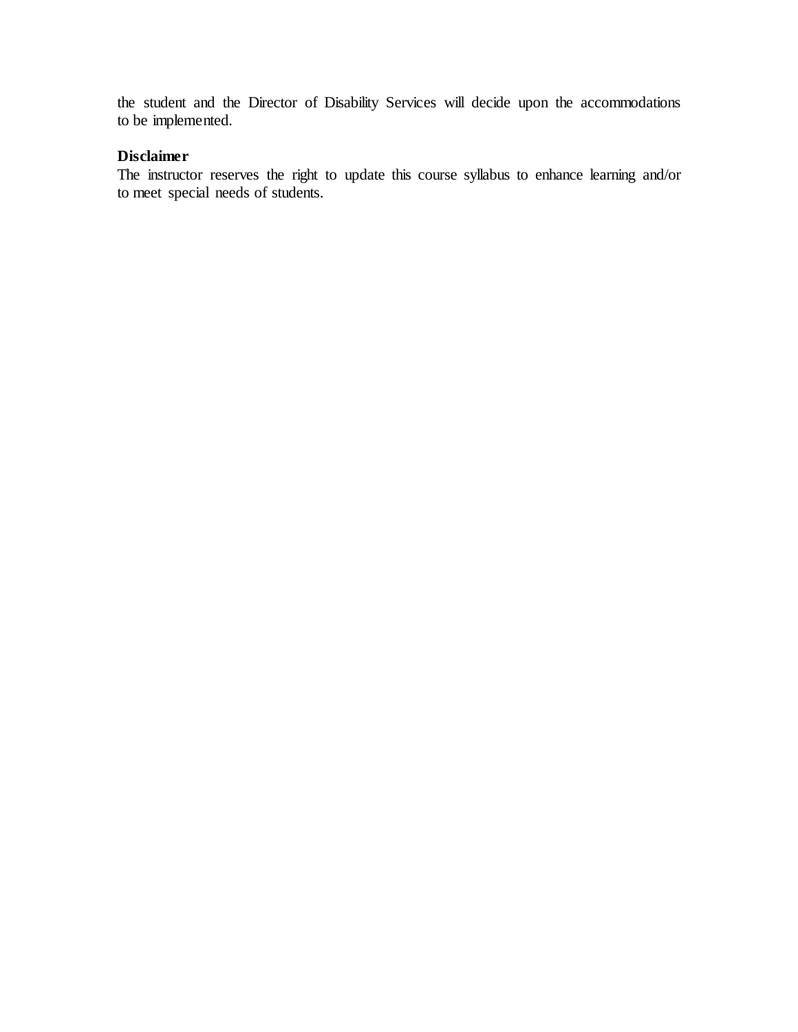the student and the Director of Disability Services will decide upon the accommodations to be implemented.

**Disclaimer**

The instructor reserves the right to update this course syllabus to enhance learning and/or to meet special needs of students.